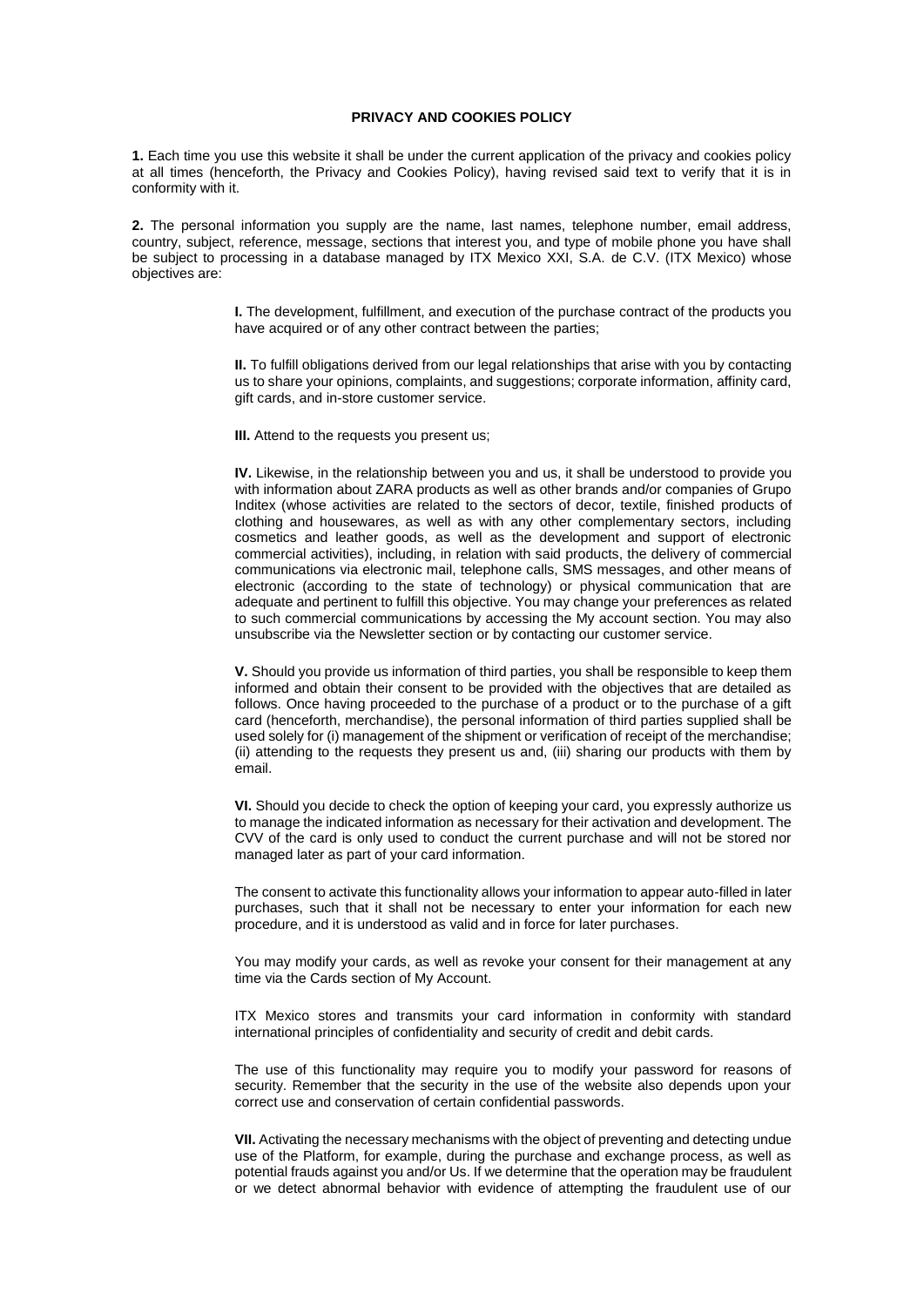**PRIVACY AND COOKIES POLICY**

**1.** Each time you use this website it shall be under the current application of the privacy and cookies policy at all times (henceforth, the Privacy and Cookies Policy), having revised said text to verify that it is in conformity with it.

**2.** The personal information you supply are the name, last names, telephone number, email address, country, subject, reference, message, sections that interest you, and type of mobile phone you have shall be subject to processing in a database managed by ITX Mexico XXI, S.A. de C.V. (ITX Mexico) whose objectives are:

> **I.** The development, fulfillment, and execution of the purchase contract of the products you have acquired or of any other contract between the parties;
>
> **II.** To fulfill obligations derived from our legal relationships that arise with you by contacting us to share your opinions, complaints, and suggestions; corporate information, affinity card, gift cards, and in-store customer service.
>
> **III.** Attend to the requests you present us;
>
> **IV.** Likewise, in the relationship between you and us, it shall be understood to provide you with information about ZARA products as well as other brands and/or companies of Grupo Inditex (whose activities are related to the sectors of decor, textile, finished products of clothing and housewares, as well as with any other complementary sectors, including cosmetics and leather goods, as well as the development and support of electronic commercial activities), including, in relation with said products, the delivery of commercial communications via electronic mail, telephone calls, SMS messages, and other means of electronic (according to the state of technology) or physical communication that are adequate and pertinent to fulfill this objective. You may change your preferences as related to such commercial communications by accessing the My account section. You may also unsubscribe via the Newsletter section or by contacting our customer service.
>
> **V.** Should you provide us information of third parties, you shall be responsible to keep them informed and obtain their consent to be provided with the objectives that are detailed as follows. Once having proceeded to the purchase of a product or to the purchase of a gift card (henceforth, merchandise), the personal information of third parties supplied shall be used solely for (i) management of the shipment or verification of receipt of the merchandise; (ii) attending to the requests they present us and, (iii) sharing our products with them by email.
>
> **VI.** Should you decide to check the option of keeping your card, you expressly authorize us to manage the indicated information as necessary for their activation and development. The CVV of the card is only used to conduct the current purchase and will not be stored nor managed later as part of your card information.
>
> The consent to activate this functionality allows your information to appear auto-filled in later purchases, such that it shall not be necessary to enter your information for each new procedure, and it is understood as valid and in force for later purchases.
>
> You may modify your cards, as well as revoke your consent for their management at any time via the Cards section of My Account.
>
> ITX Mexico stores and transmits your card information in conformity with standard international principles of confidentiality and security of credit and debit cards.
>
> The use of this functionality may require you to modify your password for reasons of security. Remember that the security in the use of the website also depends upon your correct use and conservation of certain confidential passwords.
>
> **VII.** Activating the necessary mechanisms with the object of preventing and detecting undue use of the Platform, for example, during the purchase and exchange process, as well as potential frauds against you and/or Us. If we determine that the operation may be fraudulent or we detect abnormal behavior with evidence of attempting the fraudulent use of our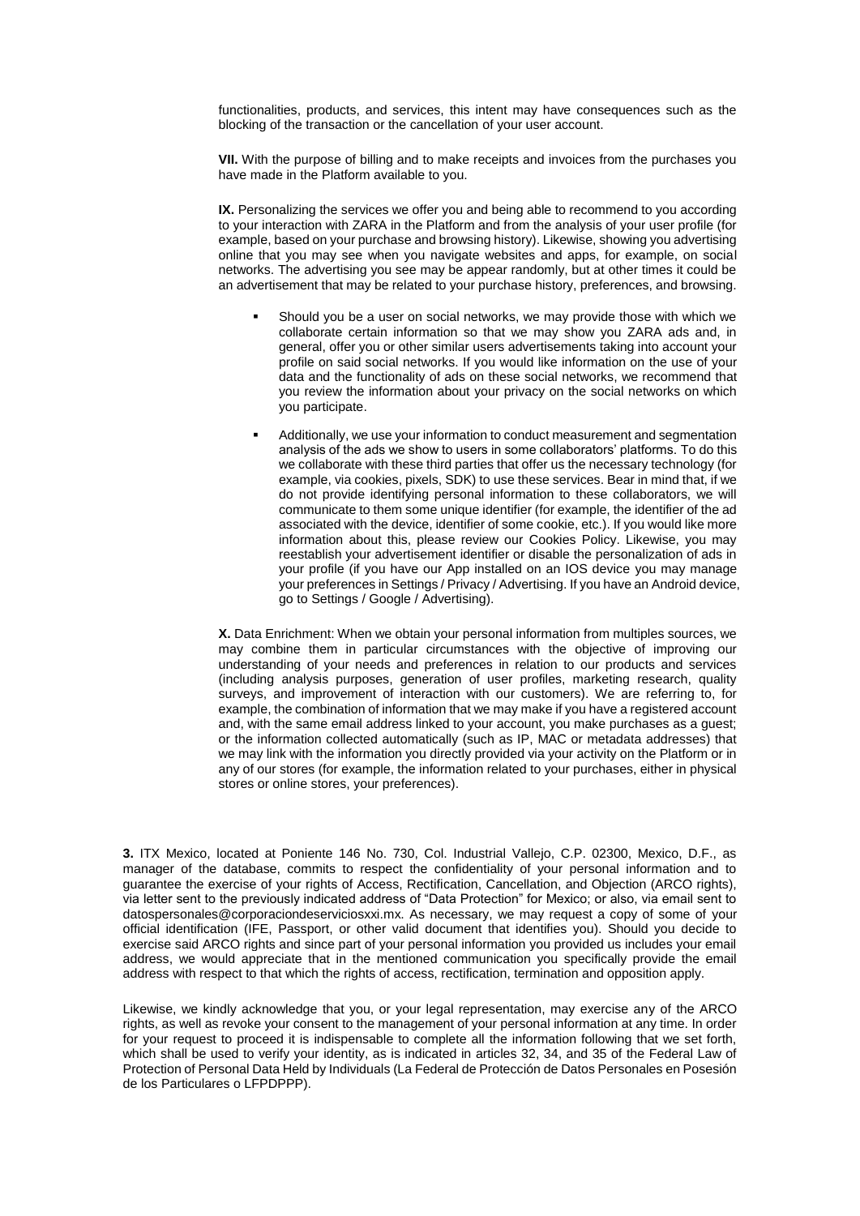functionalities, products, and services, this intent may have consequences such as the blocking of the transaction or the cancellation of your user account.

**VII.** With the purpose of billing and to make receipts and invoices from the purchases you have made in the Platform available to you.

**IX.** Personalizing the services we offer you and being able to recommend to you according to your interaction with ZARA in the Platform and from the analysis of your user profile (for example, based on your purchase and browsing history). Likewise, showing you advertising online that you may see when you navigate websites and apps, for example, on social networks. The advertising you see may be appear randomly, but at other times it could be an advertisement that may be related to your purchase history, preferences, and browsing.

- Should you be a user on social networks, we may provide those with which we collaborate certain information so that we may show you ZARA ads and, in general, offer you or other similar users advertisements taking into account your profile on said social networks. If you would like information on the use of your data and the functionality of ads on these social networks, we recommend that you review the information about your privacy on the social networks on which you participate.
- Additionally, we use your information to conduct measurement and segmentation analysis of the ads we show to users in some collaborators' platforms. To do this we collaborate with these third parties that offer us the necessary technology (for example, via cookies, pixels, SDK) to use these services. Bear in mind that, if we do not provide identifying personal information to these collaborators, we will communicate to them some unique identifier (for example, the identifier of the ad associated with the device, identifier of some cookie, etc.). If you would like more information about this, please review our Cookies Policy. Likewise, you may reestablish your advertisement identifier or disable the personalization of ads in your profile (if you have our App installed on an IOS device you may manage your preferences in Settings / Privacy / Advertising. If you have an Android device, go to Settings / Google / Advertising).

**X.** Data Enrichment: When we obtain your personal information from multiples sources, we may combine them in particular circumstances with the objective of improving our understanding of your needs and preferences in relation to our products and services (including analysis purposes, generation of user profiles, marketing research, quality surveys, and improvement of interaction with our customers). We are referring to, for example, the combination of information that we may make if you have a registered account and, with the same email address linked to your account, you make purchases as a guest; or the information collected automatically (such as IP, MAC or metadata addresses) that we may link with the information you directly provided via your activity on the Platform or in any of our stores (for example, the information related to your purchases, either in physical stores or online stores, your preferences).

**3.** ITX Mexico, located at Poniente 146 No. 730, Col. Industrial Vallejo, C.P. 02300, Mexico, D.F., as manager of the database, commits to respect the confidentiality of your personal information and to guarantee the exercise of your rights of Access, Rectification, Cancellation, and Objection (ARCO rights), via letter sent to the previously indicated address of "Data Protection" for Mexico; or also, via email sent to datospersonales@corporaciondeserviciosxxi.mx. As necessary, we may request a copy of some of your official identification (IFE, Passport, or other valid document that identifies you). Should you decide to exercise said ARCO rights and since part of your personal information you provided us includes your email address, we would appreciate that in the mentioned communication you specifically provide the email address with respect to that which the rights of access, rectification, termination and opposition apply.

Likewise, we kindly acknowledge that you, or your legal representation, may exercise any of the ARCO rights, as well as revoke your consent to the management of your personal information at any time. In order for your request to proceed it is indispensable to complete all the information following that we set forth, which shall be used to verify your identity, as is indicated in articles 32, 34, and 35 of the Federal Law of Protection of Personal Data Held by Individuals (La Federal de Protección de Datos Personales en Posesión de los Particulares o LFPDPPP).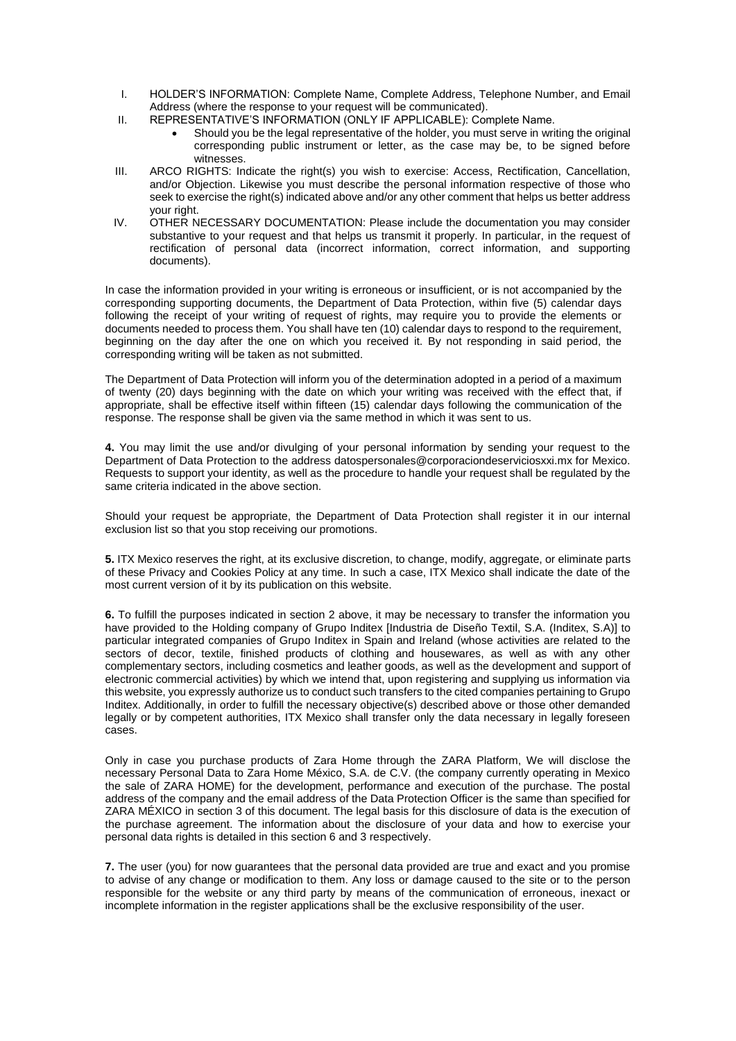I. HOLDER'S INFORMATION: Complete Name, Complete Address, Telephone Number, and Email Address (where the response to your request will be communicated).

II. REPRESENTATIVE'S INFORMATION (ONLY IF APPLICABLE): Complete Name.
   - Should you be the legal representative of the holder, you must serve in writing the original corresponding public instrument or letter, as the case may be, to be signed before witnesses.

III. ARCO RIGHTS: Indicate the right(s) you wish to exercise: Access, Rectification, Cancellation, and/or Objection. Likewise you must describe the personal information respective of those who seek to exercise the right(s) indicated above and/or any other comment that helps us better address your right.

IV. OTHER NECESSARY DOCUMENTATION: Please include the documentation you may consider substantive to your request and that helps us transmit it properly. In particular, in the request of rectification of personal data (incorrect information, correct information, and supporting documents).

In case the information provided in your writing is erroneous or insufficient, or is not accompanied by the corresponding supporting documents, the Department of Data Protection, within five (5) calendar days following the receipt of your writing of request of rights, may require you to provide the elements or documents needed to process them. You shall have ten (10) calendar days to respond to the requirement, beginning on the day after the one on which you received it. By not responding in said period, the corresponding writing will be taken as not submitted.

The Department of Data Protection will inform you of the determination adopted in a period of a maximum of twenty (20) days beginning with the date on which your writing was received with the effect that, if appropriate, shall be effective itself within fifteen (15) calendar days following the communication of the response. The response shall be given via the same method in which it was sent to us.

**4.** You may limit the use and/or divulging of your personal information by sending your request to the Department of Data Protection to the address datospersonales@corporaciondeserviciosxxi.mx for Mexico. Requests to support your identity, as well as the procedure to handle your request shall be regulated by the same criteria indicated in the above section.

Should your request be appropriate, the Department of Data Protection shall register it in our internal exclusion list so that you stop receiving our promotions.

**5.** ITX Mexico reserves the right, at its exclusive discretion, to change, modify, aggregate, or eliminate parts of these Privacy and Cookies Policy at any time. In such a case, ITX Mexico shall indicate the date of the most current version of it by its publication on this website.

**6.** To fulfill the purposes indicated in section 2 above, it may be necessary to transfer the information you have provided to the Holding company of Grupo Inditex [Industria de Diseño Textil, S.A. (Inditex, S.A)] to particular integrated companies of Grupo Inditex in Spain and Ireland (whose activities are related to the sectors of decor, textile, finished products of clothing and housewares, as well as with any other complementary sectors, including cosmetics and leather goods, as well as the development and support of electronic commercial activities) by which we intend that, upon registering and supplying us information via this website, you expressly authorize us to conduct such transfers to the cited companies pertaining to Grupo Inditex. Additionally, in order to fulfill the necessary objective(s) described above or those other demanded legally or by competent authorities, ITX Mexico shall transfer only the data necessary in legally foreseen cases.

Only in case you purchase products of Zara Home through the ZARA Platform, We will disclose the necessary Personal Data to Zara Home México, S.A. de C.V. (the company currently operating in Mexico the sale of ZARA HOME) for the development, performance and execution of the purchase. The postal address of the company and the email address of the Data Protection Officer is the same than specified for ZARA MÉXICO in section 3 of this document. The legal basis for this disclosure of data is the execution of the purchase agreement. The information about the disclosure of your data and how to exercise your personal data rights is detailed in this section 6 and 3 respectively.

**7.** The user (you) for now guarantees that the personal data provided are true and exact and you promise to advise of any change or modification to them. Any loss or damage caused to the site or to the person responsible for the website or any third party by means of the communication of erroneous, inexact or incomplete information in the register applications shall be the exclusive responsibility of the user.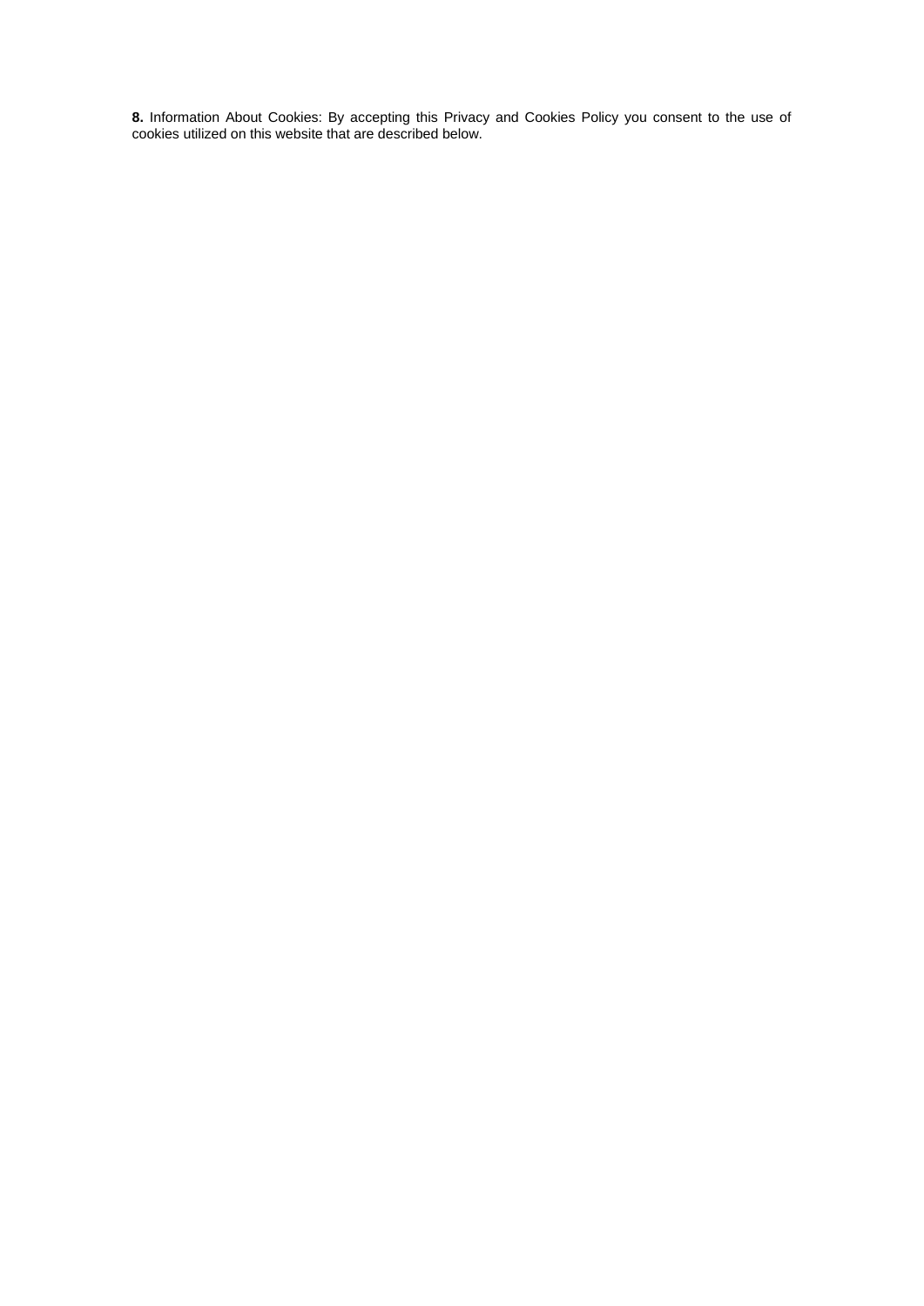**8.** Information About Cookies: By accepting this Privacy and Cookies Policy you consent to the use of cookies utilized on this website that are described below.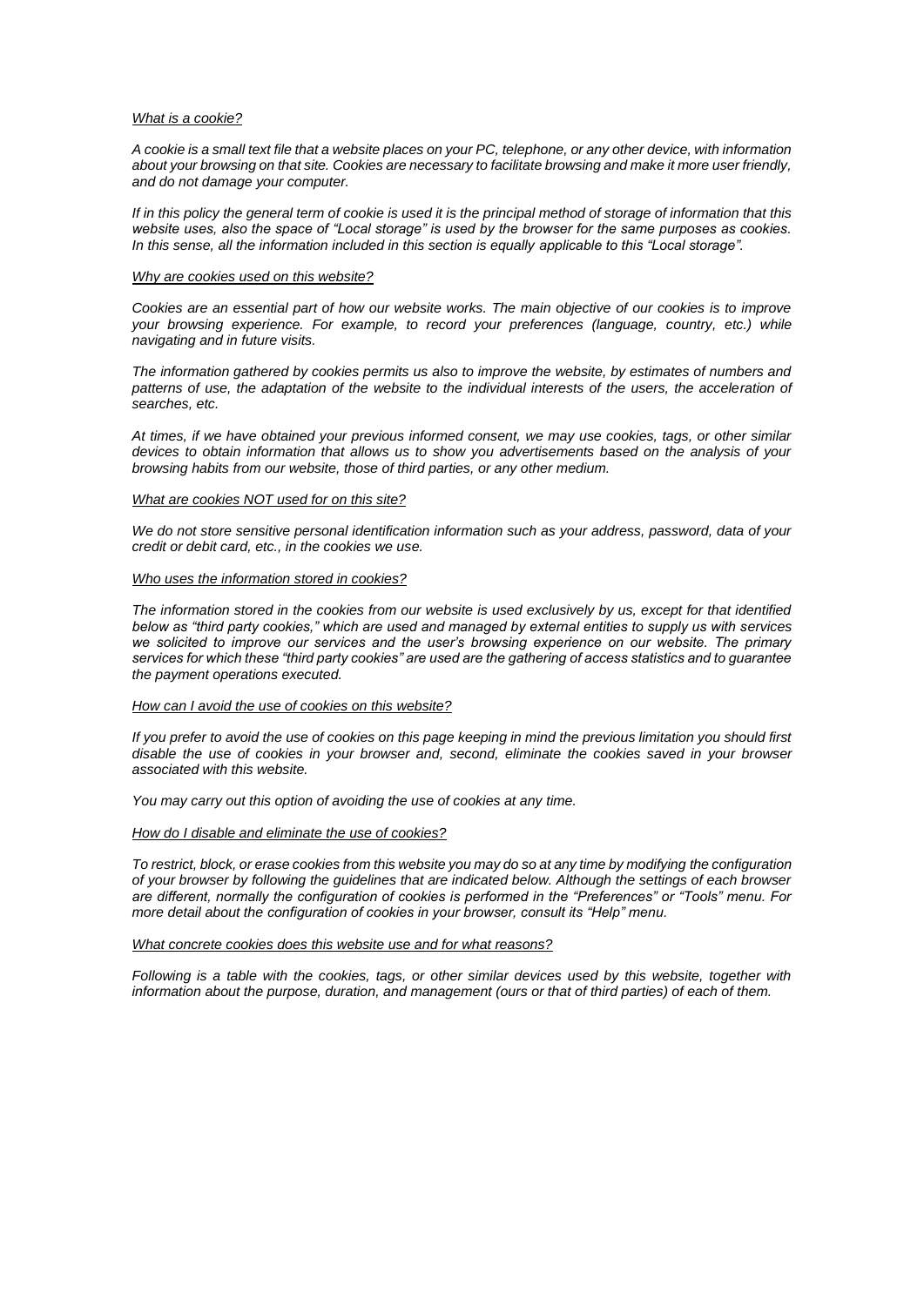*What is a cookie?*

*A cookie is a small text file that a website places on your PC, telephone, or any other device, with information about your browsing on that site. Cookies are necessary to facilitate browsing and make it more user friendly, and do not damage your computer.*

*If in this policy the general term of cookie is used it is the principal method of storage of information that this website uses, also the space of "Local storage" is used by the browser for the same purposes as cookies. In this sense, all the information included in this section is equally applicable to this "Local storage".*

*Why are cookies used on this website?*

*Cookies are an essential part of how our website works. The main objective of our cookies is to improve your browsing experience. For example, to record your preferences (language, country, etc.) while navigating and in future visits.*

*The information gathered by cookies permits us also to improve the website, by estimates of numbers and patterns of use, the adaptation of the website to the individual interests of the users, the acceleration of searches, etc.*

*At times, if we have obtained your previous informed consent, we may use cookies, tags, or other similar devices to obtain information that allows us to show you advertisements based on the analysis of your browsing habits from our website, those of third parties, or any other medium.*

*What are cookies NOT used for on this site?*

*We do not store sensitive personal identification information such as your address, password, data of your credit or debit card, etc., in the cookies we use.*

*Who uses the information stored in cookies?*

*The information stored in the cookies from our website is used exclusively by us, except for that identified below as "third party cookies," which are used and managed by external entities to supply us with services we solicited to improve our services and the user's browsing experience on our website. The primary services for which these "third party cookies" are used are the gathering of access statistics and to guarantee the payment operations executed.*

*How can I avoid the use of cookies on this website?*

*If you prefer to avoid the use of cookies on this page keeping in mind the previous limitation you should first disable the use of cookies in your browser and, second, eliminate the cookies saved in your browser associated with this website.*

*You may carry out this option of avoiding the use of cookies at any time.*

*How do I disable and eliminate the use of cookies?*

*To restrict, block, or erase cookies from this website you may do so at any time by modifying the configuration of your browser by following the guidelines that are indicated below. Although the settings of each browser are different, normally the configuration of cookies is performed in the "Preferences" or "Tools" menu. For more detail about the configuration of cookies in your browser, consult its "Help" menu.*

*What concrete cookies does this website use and for what reasons?*

*Following is a table with the cookies, tags, or other similar devices used by this website, together with information about the purpose, duration, and management (ours or that of third parties) of each of them.*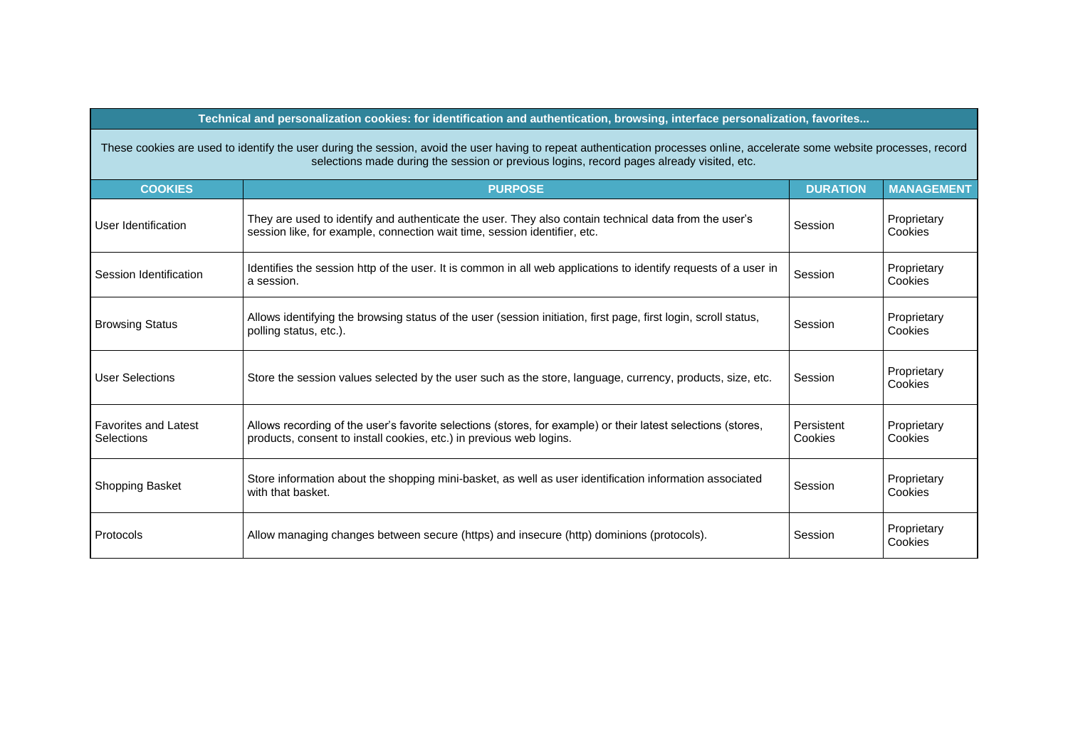| Technical and personalization cookies: for identification and authentication, browsing, interface personalization, favorites... | | | |
|---|---|---|---|
| These cookies are used to identify the user during the session, avoid the user having to repeat authentication processes online, accelerate some website processes, record selections made during the session or previous logins, record pages already visited, etc. | | | |
| **COOKIES** | **PURPOSE** | **DURATION** | **MANAGEMENT** |
| User Identification | They are used to identify and authenticate the user. They also contain technical data from the user's session like, for example, connection wait time, session identifier, etc. | Session | Proprietary Cookies |
| Session Identification | Identifies the session http of the user. It is common in all web applications to identify requests of a user in a session. | Session | Proprietary Cookies |
| Browsing Status | Allows identifying the browsing status of the user (session initiation, first page, first login, scroll status, polling status, etc.). | Session | Proprietary Cookies |
| User Selections | Store the session values selected by the user such as the store, language, currency, products, size, etc. | Session | Proprietary Cookies |
| Favorites and Latest Selections | Allows recording of the user's favorite selections (stores, for example) or their latest selections (stores, products, consent to install cookies, etc.) in previous web logins. | Persistent Cookies | Proprietary Cookies |
| Shopping Basket | Store information about the shopping mini-basket, as well as user identification information associated with that basket. | Session | Proprietary Cookies |
| Protocols | Allow managing changes between secure (https) and insecure (http) dominions (protocols). | Session | Proprietary Cookies |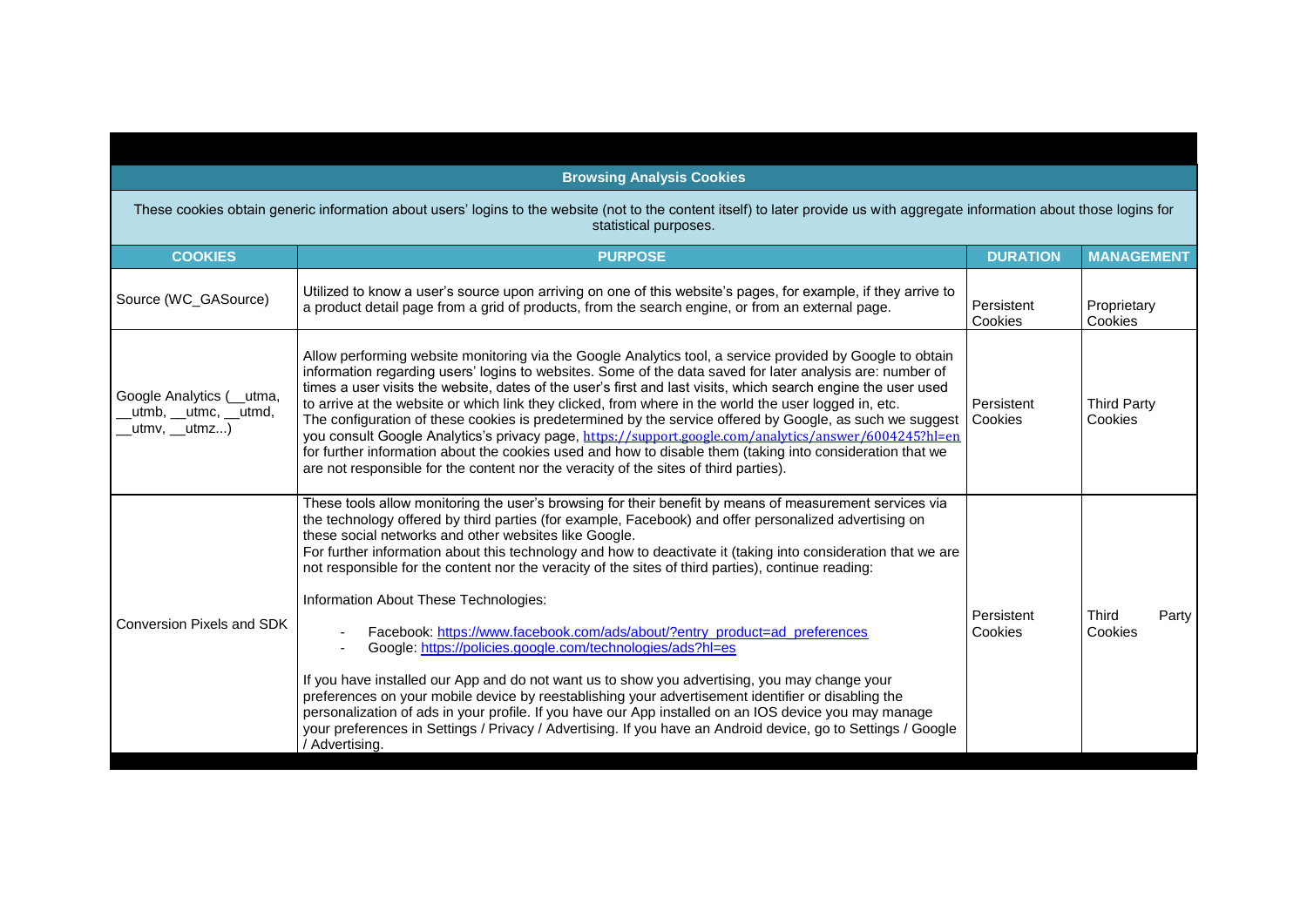| Browsing Analysis Cookies | | | |
|---|---|---|---|
| These cookies obtain generic information about users' logins to the website (not to the content itself) to later provide us with aggregate information about those logins for statistical purposes. | | | |
| **COOKIES** | **PURPOSE** | **DURATION** | **MANAGEMENT** |
| Source (WC_GASource) | Utilized to know a user's source upon arriving on one of this website's pages, for example, if they arrive to a product detail page from a grid of products, from the search engine, or from an external page. | Persistent Cookies | Proprietary Cookies |
| Google Analytics (__utma, __utmb, __utmc, __utmd, __utmv, __utmz...) | Allow performing website monitoring via the Google Analytics tool, a service provided by Google to obtain information regarding users' logins to websites. Some of the data saved for later analysis are: number of times a user visits the website, dates of the user's first and last visits, which search engine the user used to arrive at the website or which link they clicked, from where in the world the user logged in, etc. The configuration of these cookies is predetermined by the service offered by Google, as such we suggest you consult Google Analytics's privacy page, https://support.google.com/analytics/answer/6004245?hl=en for further information about the cookies used and how to disable them (taking into consideration that we are not responsible for the content nor the veracity of the sites of third parties). | Persistent Cookies | Third Party Cookies |
| Conversion Pixels and SDK | These tools allow monitoring the user's browsing for their benefit by means of measurement services via the technology offered by third parties (for example, Facebook) and offer personalized advertising on these social networks and other websites like Google.<br>For further information about this technology and how to deactivate it (taking into consideration that we are not responsible for the content nor the veracity of the sites of third parties), continue reading:<br><br>Information About These Technologies:<br><br>- Facebook: https://www.facebook.com/ads/about/?entry_product=ad_preferences<br>- Google: https://policies.google.com/technologies/ads?hl=es<br><br>If you have installed our App and do not want us to show you advertising, you may change your preferences on your mobile device by reestablishing your advertisement identifier or disabling the personalization of ads in your profile. If you have our App installed on an IOS device you may manage your preferences in Settings / Privacy / Advertising. If you have an Android device, go to Settings / Google / Advertising. | Persistent Cookies | Third Party Cookies |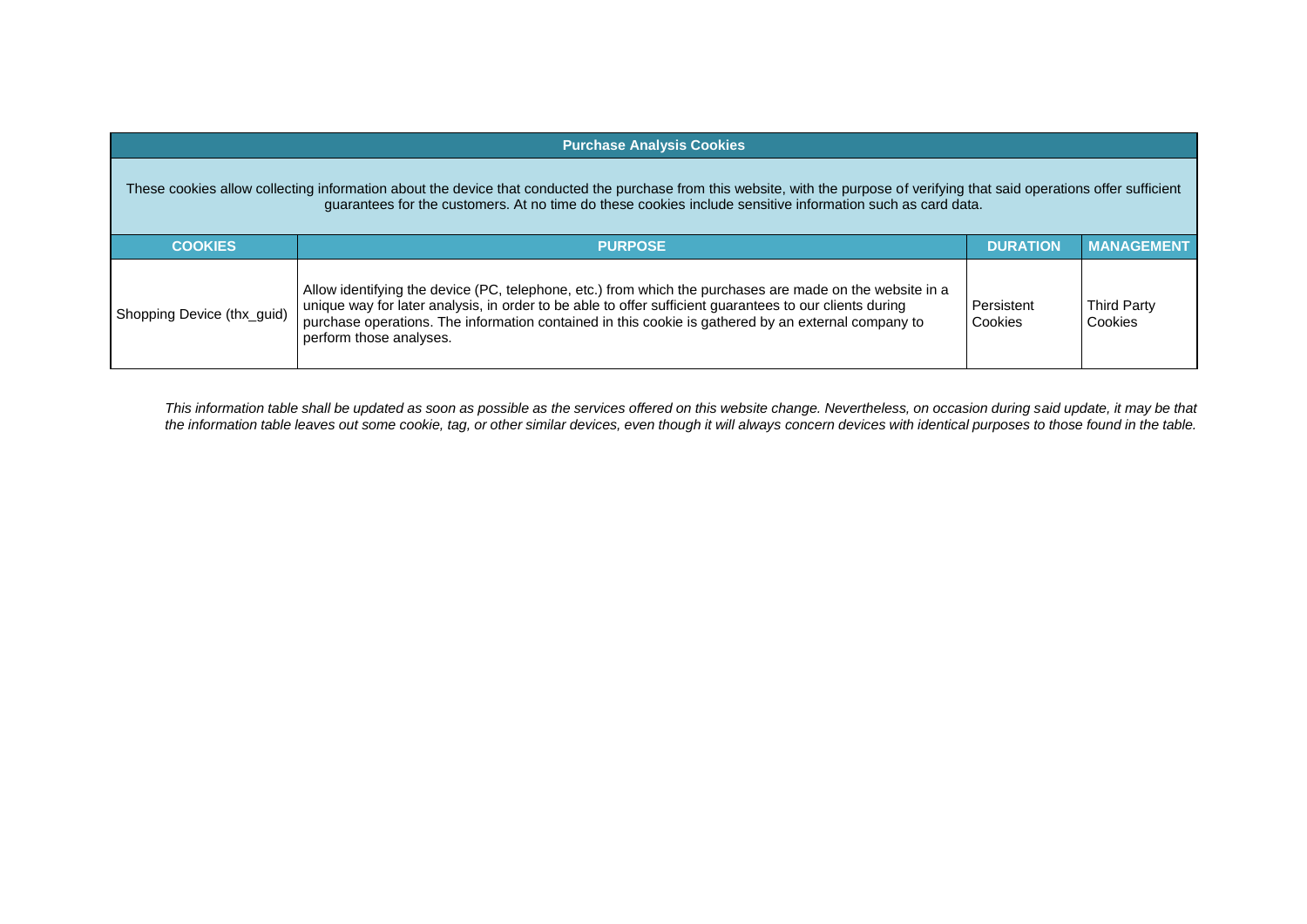| Purchase Analysis Cookies | | | |
|---|---|---|---|
| These cookies allow collecting information about the device that conducted the purchase from this website, with the purpose of verifying that said operations offer sufficient guarantees for the customers. At no time do these cookies include sensitive information such as card data. | | | |
| **COOKIES** | **PURPOSE** | **DURATION** | **MANAGEMENT** |
| Shopping Device (thx_guid) | Allow identifying the device (PC, telephone, etc.) from which the purchases are made on the website in a unique way for later analysis, in order to be able to offer sufficient guarantees to our clients during purchase operations. The information contained in this cookie is gathered by an external company to perform those analyses. | Persistent Cookies | Third Party Cookies |

*This information table shall be updated as soon as possible as the services offered on this website change. Nevertheless, on occasion during said update, it may be that the information table leaves out some cookie, tag, or other similar devices, even though it will always concern devices with identical purposes to those found in the table.*